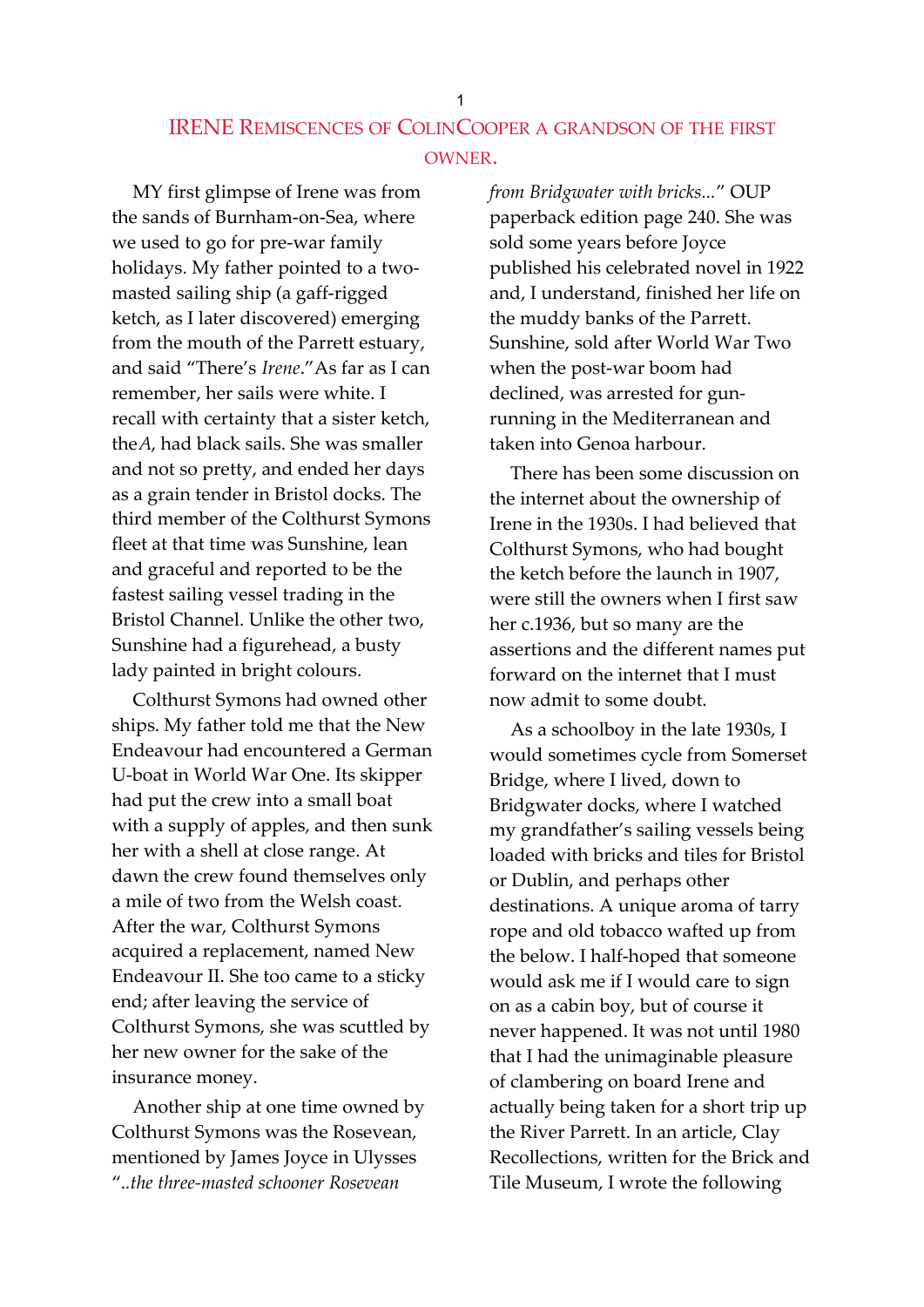# IRENE REMISCENCES OF COLINCOOPER A GRANDSON OF THE FIRST OWNER.

MY first glimpse of Irene was from the sands of Burnham-on-Sea, where we used to go for pre-war family holidays. My father pointed to a two-masted sailing ship (a gaff-rigged ketch, as I later discovered) emerging from the mouth of the Parrett estuary, and said "There's *Irene*."As far as I can remember, her sails were white. I recall with certainty that a sister ketch, the*A*, had black sails. She was smaller and not so pretty, and ended her days as a grain tender in Bristol docks. The third member of the Colthurst Symons fleet at that time was Sunshine, lean and graceful and reported to be the fastest sailing vessel trading in the Bristol Channel. Unlike the other two, Sunshine had a figurehead, a busty lady painted in bright colours.

Colthurst Symons had owned other ships. My father told me that the New Endeavour had encountered a German U-boat in World War One. Its skipper had put the crew into a small boat with a supply of apples, and then sunk her with a shell at close range. At dawn the crew found themselves only a mile of two from the Welsh coast. After the war, Colthurst Symons acquired a replacement, named New Endeavour II. She too came to a sticky end; after leaving the service of Colthurst Symons, she was scuttled by her new owner for the sake of the insurance money.

Another ship at one time owned by Colthurst Symons was the Rosevean, mentioned by James Joyce in Ulysses "*..the three-masted schooner Rosevean from Bridgwater with bricks...*" OUP paperback edition page 240. She was sold some years before Joyce published his celebrated novel in 1922 and, I understand, finished her life on the muddy banks of the Parrett. Sunshine, sold after World War Two when the post-war boom had declined, was arrested for gun-running in the Mediterranean and taken into Genoa harbour.

There has been some discussion on the internet about the ownership of Irene in the 1930s. I had believed that Colthurst Symons, who had bought the ketch before the launch in 1907, were still the owners when I first saw her c.1936, but so many are the assertions and the different names put forward on the internet that I must now admit to some doubt.

As a schoolboy in the late 1930s, I would sometimes cycle from Somerset Bridge, where I lived, down to Bridgwater docks, where I watched my grandfather's sailing vessels being loaded with bricks and tiles for Bristol or Dublin, and perhaps other destinations. A unique aroma of tarry rope and old tobacco wafted up from the below. I half-hoped that someone would ask me if I would care to sign on as a cabin boy, but of course it never happened. It was not until 1980 that I had the unimaginable pleasure of clambering on board Irene and actually being taken for a short trip up the River Parrett. In an article, Clay Recollections, written for the Brick and Tile Museum, I wrote the following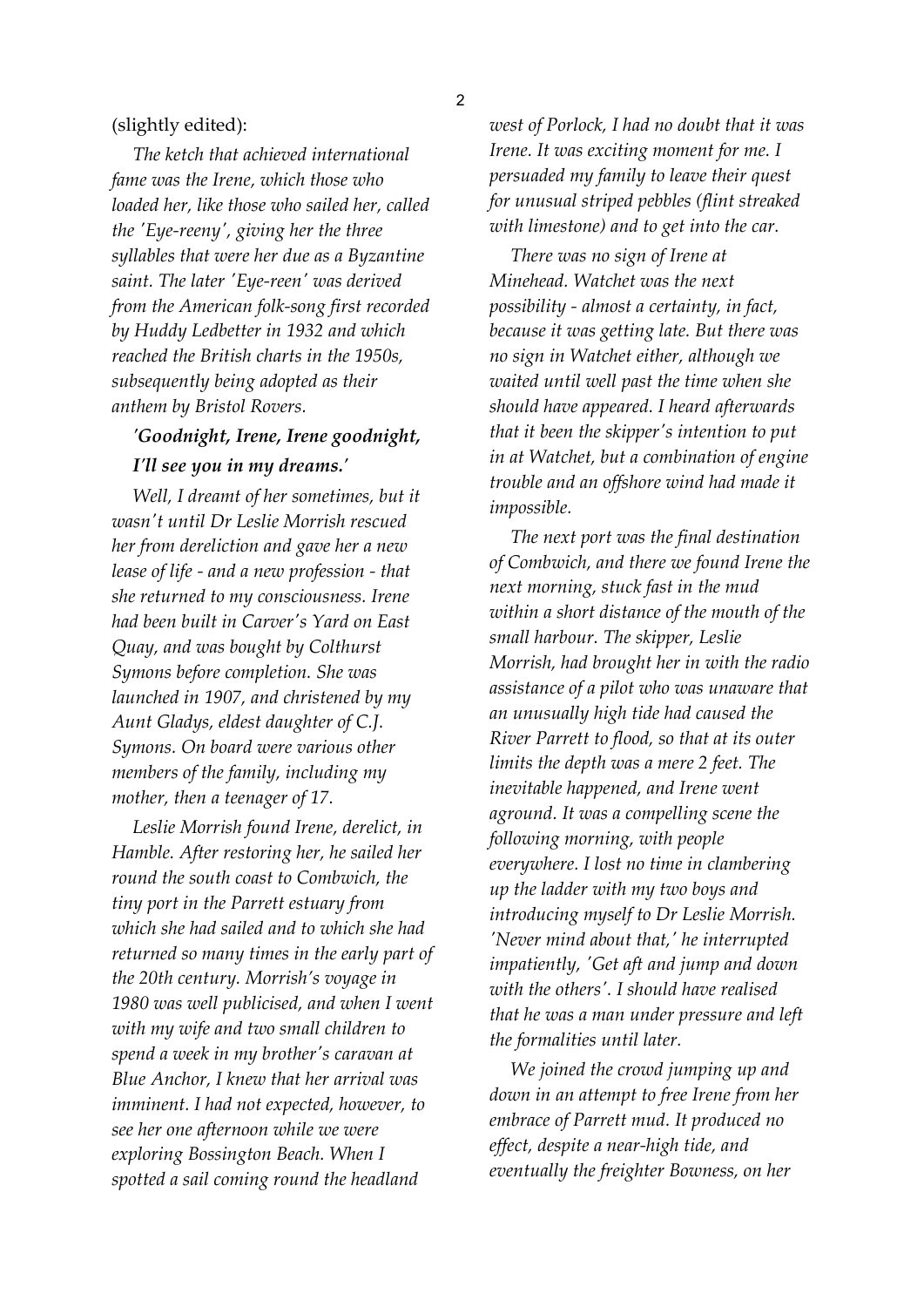(slightly edited):

*The ketch that achieved international fame was the Irene, which those who loaded her, like those who sailed her, called the 'Eye-reeny', giving her the three syllables that were her due as a Byzantine saint. The later 'Eye-reen' was derived from the American folk-song first recorded by Huddy Ledbetter in 1932 and which reached the British charts in the 1950s, subsequently being adopted as their anthem by Bristol Rovers.*

***'Goodnight, Irene, Irene goodnight, I'll see you in my dreams.'***

*Well, I dreamt of her sometimes, but it wasn't until Dr Leslie Morrish rescued her from dereliction and gave her a new lease of life - and a new profession - that she returned to my consciousness. Irene had been built in Carver's Yard on East Quay, and was bought by Colthurst Symons before completion. She was launched in 1907, and christened by my Aunt Gladys, eldest daughter of C.J. Symons. On board were various other members of the family, including my mother, then a teenager of 17.*

*Leslie Morrish found Irene, derelict, in Hamble. After restoring her, he sailed her round the south coast to Combwich, the tiny port in the Parrett estuary from which she had sailed and to which she had returned so many times in the early part of the 20th century. Morrish's voyage in 1980 was well publicised, and when I went with my wife and two small children to spend a week in my brother's caravan at Blue Anchor, I knew that her arrival was imminent. I had not expected, however, to see her one afternoon while we were exploring Bossington Beach. When I spotted a sail coming round the headland west of Porlock, I had no doubt that it was Irene. It was exciting moment for me. I persuaded my family to leave their quest for unusual striped pebbles (flint streaked with limestone) and to get into the car.*

*There was no sign of Irene at Minehead. Watchet was the next possibility - almost a certainty, in fact, because it was getting late. But there was no sign in Watchet either, although we waited until well past the time when she should have appeared. I heard afterwards that it been the skipper's intention to put in at Watchet, but a combination of engine trouble and an offshore wind had made it impossible.*

*The next port was the final destination of Combwich, and there we found Irene the next morning, stuck fast in the mud within a short distance of the mouth of the small harbour. The skipper, Leslie Morrish, had brought her in with the radio assistance of a pilot who was unaware that an unusually high tide had caused the River Parrett to flood, so that at its outer limits the depth was a mere 2 feet. The inevitable happened, and Irene went aground. It was a compelling scene the following morning, with people everywhere. I lost no time in clambering up the ladder with my two boys and introducing myself to Dr Leslie Morrish. 'Never mind about that,' he interrupted impatiently, 'Get aft and jump and down with the others'. I should have realised that he was a man under pressure and left the formalities until later.*

*We joined the crowd jumping up and down in an attempt to free Irene from her embrace of Parrett mud. It produced no effect, despite a near-high tide, and eventually the freighter Bowness, on her*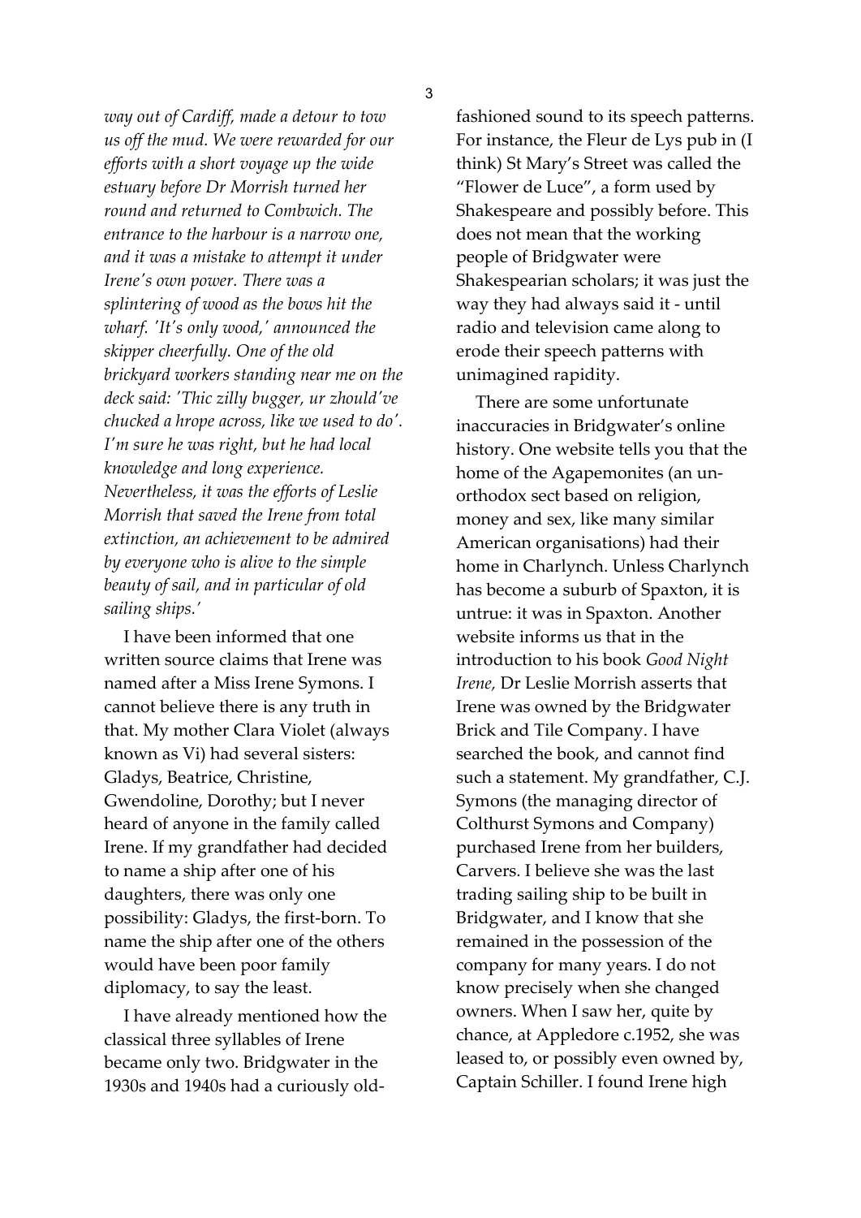*way out of Cardiff, made a detour to tow us off the mud. We were rewarded for our efforts with a short voyage up the wide estuary before Dr Morrish turned her round and returned to Combwich. The entrance to the harbour is a narrow one, and it was a mistake to attempt it under Irene's own power. There was a splintering of wood as the bows hit the wharf. 'It's only wood,' announced the skipper cheerfully. One of the old brickyard workers standing near me on the deck said: 'Thic zilly bugger, ur zhould've chucked a hrope across, like we used to do'. I'm sure he was right, but he had local knowledge and long experience. Nevertheless, it was the efforts of Leslie Morrish that saved the Irene from total extinction, an achievement to be admired by everyone who is alive to the simple beauty of sail, and in particular of old sailing ships.'*

I have been informed that one written source claims that Irene was named after a Miss Irene Symons. I cannot believe there is any truth in that. My mother Clara Violet (always known as Vi) had several sisters: Gladys, Beatrice, Christine, Gwendoline, Dorothy; but I never heard of anyone in the family called Irene. If my grandfather had decided to name a ship after one of his daughters, there was only one possibility: Gladys, the first-born. To name the ship after one of the others would have been poor family diplomacy, to say the least.

I have already mentioned how the classical three syllables of Irene became only two. Bridgwater in the 1930s and 1940s had a curiously old-fashioned sound to its speech patterns. For instance, the Fleur de Lys pub in (I think) St Mary's Street was called the "Flower de Luce", a form used by Shakespeare and possibly before. This does not mean that the working people of Bridgwater were Shakespearian scholars; it was just the way they had always said it - until radio and television came along to erode their speech patterns with unimagined rapidity.

There are some unfortunate inaccuracies in Bridgwater's online history. One website tells you that the home of the Agapemonites (an un-orthodox sect based on religion, money and sex, like many similar American organisations) had their home in Charlynch. Unless Charlynch has become a suburb of Spaxton, it is untrue: it was in Spaxton. Another website informs us that in the introduction to his book *Good Night Irene,* Dr Leslie Morrish asserts that Irene was owned by the Bridgwater Brick and Tile Company. I have searched the book, and cannot find such a statement. My grandfather, C.J. Symons (the managing director of Colthurst Symons and Company) purchased Irene from her builders, Carvers. I believe she was the last trading sailing ship to be built in Bridgwater, and I know that she remained in the possession of the company for many years. I do not know precisely when she changed owners. When I saw her, quite by chance, at Appledore c.1952, she was leased to, or possibly even owned by, Captain Schiller. I found Irene high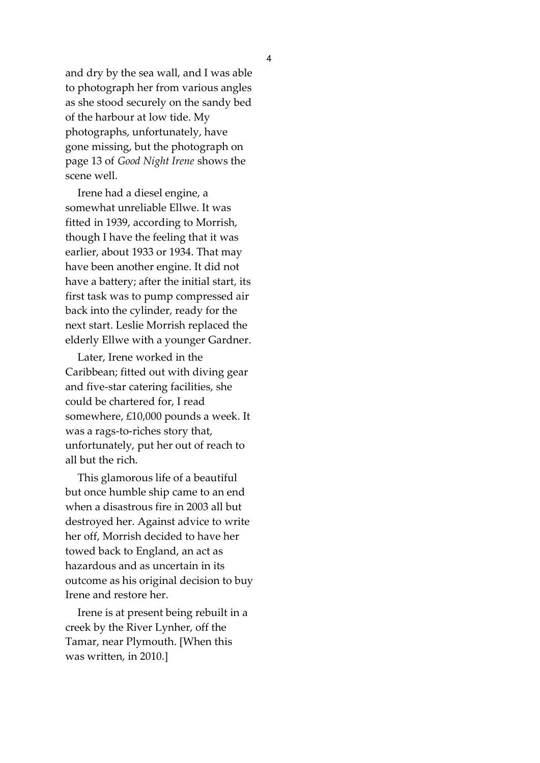and dry by the sea wall, and I was able to photograph her from various angles as she stood securely on the sandy bed of the harbour at low tide. My photographs, unfortunately, have gone missing, but the photograph on page 13 of *Good Night Irene* shows the scene well.

Irene had a diesel engine, a somewhat unreliable Ellwe. It was fitted in 1939, according to Morrish, though I have the feeling that it was earlier, about 1933 or 1934. That may have been another engine. It did not have a battery; after the initial start, its first task was to pump compressed air back into the cylinder, ready for the next start. Leslie Morrish replaced the elderly Ellwe with a younger Gardner.

Later, Irene worked in the Caribbean; fitted out with diving gear and five-star catering facilities, she could be chartered for, I read somewhere, £10,000 pounds a week. It was a rags-to-riches story that, unfortunately, put her out of reach to all but the rich.

This glamorous life of a beautiful but once humble ship came to an end when a disastrous fire in 2003 all but destroyed her. Against advice to write her off, Morrish decided to have her towed back to England, an act as hazardous and as uncertain in its outcome as his original decision to buy Irene and restore her.

Irene is at present being rebuilt in a creek by the River Lynher, off the Tamar, near Plymouth. [When this was written, in 2010.]